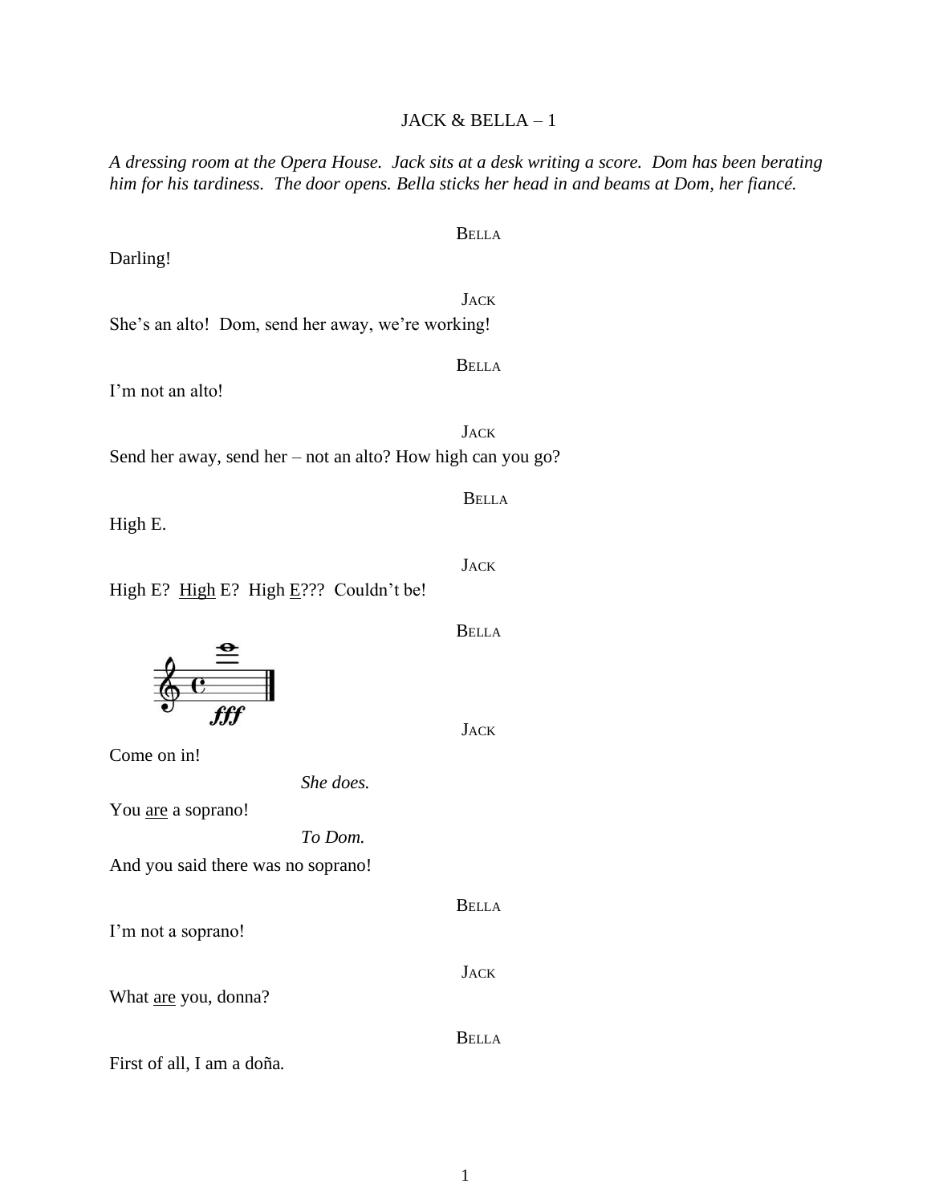## JACK & BELLA – 1

*A dressing room at the Opera House. Jack sits at a desk writing a score. Dom has been berating him for his tardiness. The door opens. Bella sticks her head in and beams at Dom, her fiancé.*

BELLA

Darling!

JACK

She's an alto! Dom, send her away, we're working!

BELLA

I'm not an alto!

JACK

Send her away, send her – not an alto? How high can you go?

BELLA

High E.

JACK

High E? <u>High</u> E? High <u>E</u>??? Couldn't be!

BELLA

*fff*

JACK

Come on in!

*She does.*

You <u>are</u> a soprano!

*To Dom.*

And you said there was no soprano!

BELLA

I'm not a soprano!

JACK

What <u>are</u> you, donna?

BELLA

First of all, I am a doña.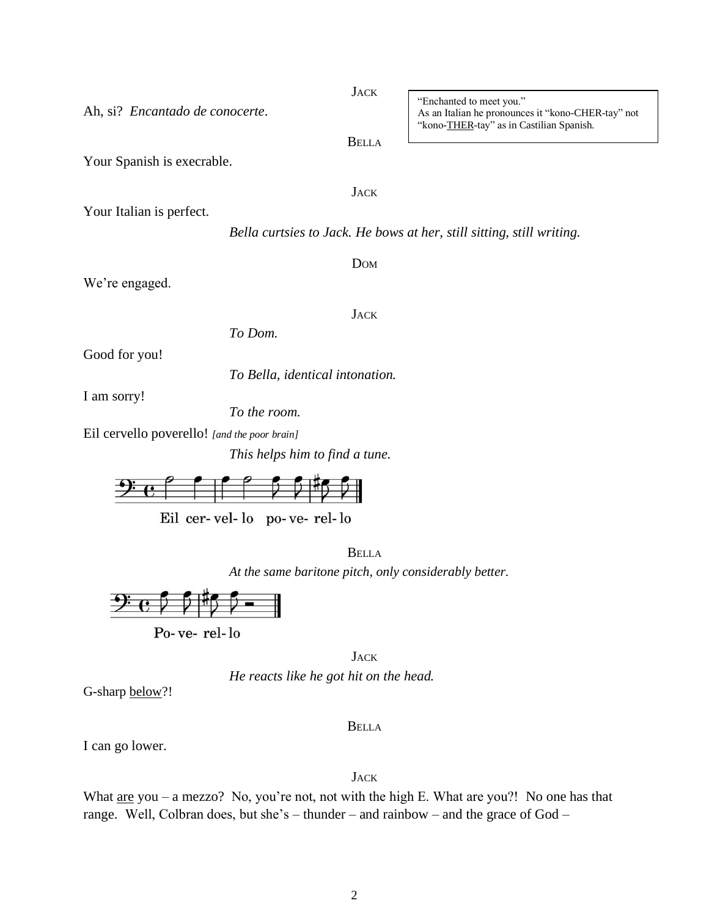JACK

Ah, si? *Encantado de conocerte*.

> "Enchanted to meet you."
> As an Italian he pronounces it "kono-CHER-tay" not "kono-<u>THER</u>-tay" as in Castilian Spanish.

BELLA

Your Spanish is execrable.

JACK

Your Italian is perfect.

*Bella curtsies to Jack. He bows at her, still sitting, still writing.*

DOM

We're engaged.

JACK

*To Dom.*

Good for you!

*To Bella, identical intonation.*

I am sorry!

*To the room.*

Eil cervello poverello! *[and the poor brain]*

*This helps him to find a tune.*

Eil cer- vel- lo po- ve- rel- lo

BELLA

*At the same baritone pitch, only considerably better.*

Po- ve- rel- lo

JACK

*He reacts like he got hit on the head.*

G-sharp <u>below</u>?!

BELLA

I can go lower.

JACK

What <u>are</u> you – a mezzo? No, you're not, not with the high E. What are you?! No one has that range. Well, Colbran does, but she's – thunder – and rainbow – and the grace of God –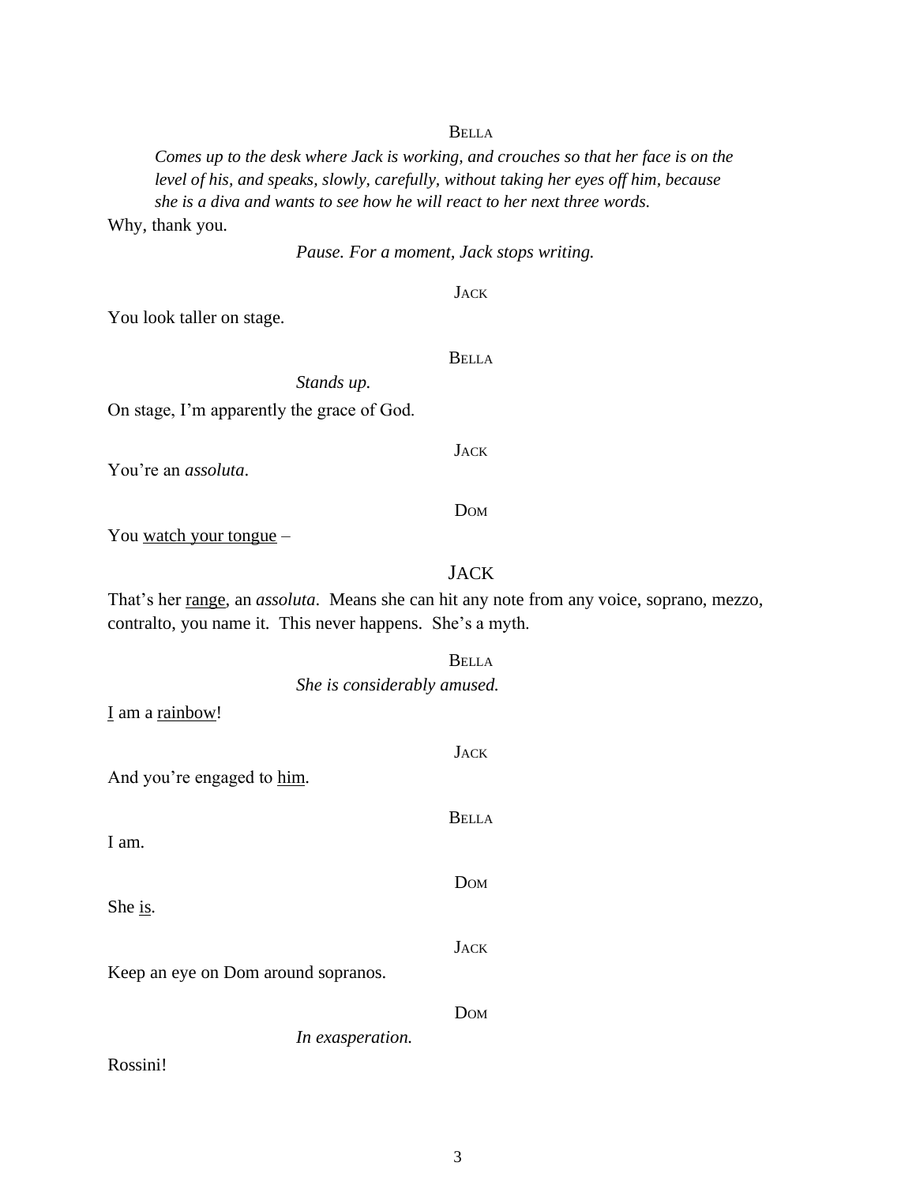BELLA

*Comes up to the desk where Jack is working, and crouches so that her face is on the level of his, and speaks, slowly, carefully, without taking her eyes off him, because she is a diva and wants to see how he will react to her next three words.*

Why, thank you.

*Pause. For a moment, Jack stops writing.*

JACK

You look taller on stage.

BELLA

*Stands up.*

On stage, I'm apparently the grace of God.

JACK

You're an *assoluta*.

DOM

You <u>watch your tongue</u> –

JACK

That's her <u>range</u>, an *assoluta*. Means she can hit any note from any voice, soprano, mezzo, contralto, you name it. This never happens. She's a myth.

BELLA

*She is considerably amused.*

<u>I</u> am a <u>rainbow</u>!

JACK

And you're engaged to <u>him</u>.

BELLA

I am.

DOM

She <u>is</u>.

JACK

Keep an eye on Dom around sopranos.

DOM

*In exasperation.*

Rossini!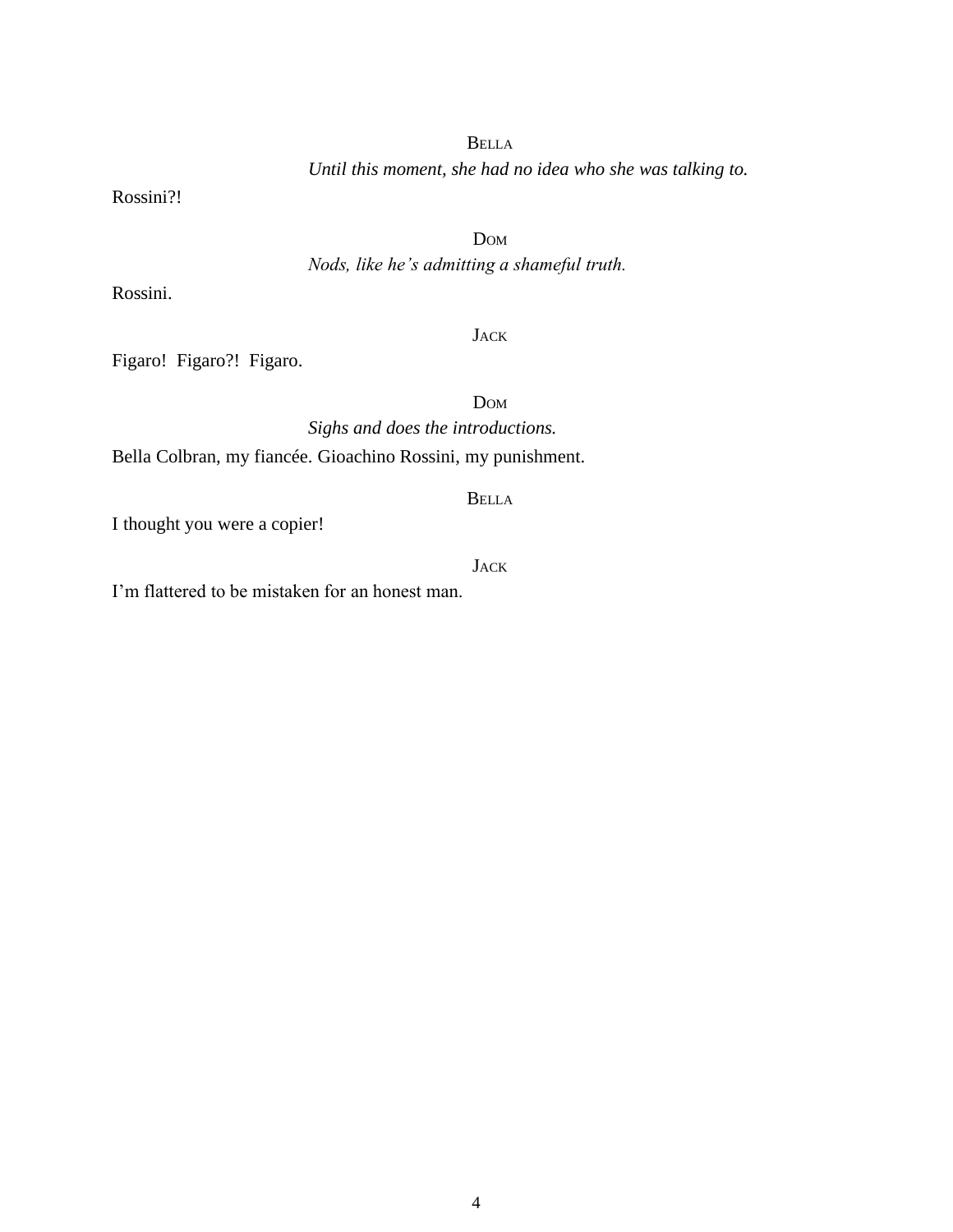BELLA

*Until this moment, she had no idea who she was talking to.*

Rossini?!

DOM

*Nods, like he's admitting a shameful truth.*

Rossini.

JACK

Figaro!  Figaro?!  Figaro.

DOM

*Sighs and does the introductions.*

Bella Colbran, my fiancée. Gioachino Rossini, my punishment.

BELLA

I thought you were a copier!

JACK

I'm flattered to be mistaken for an honest man.